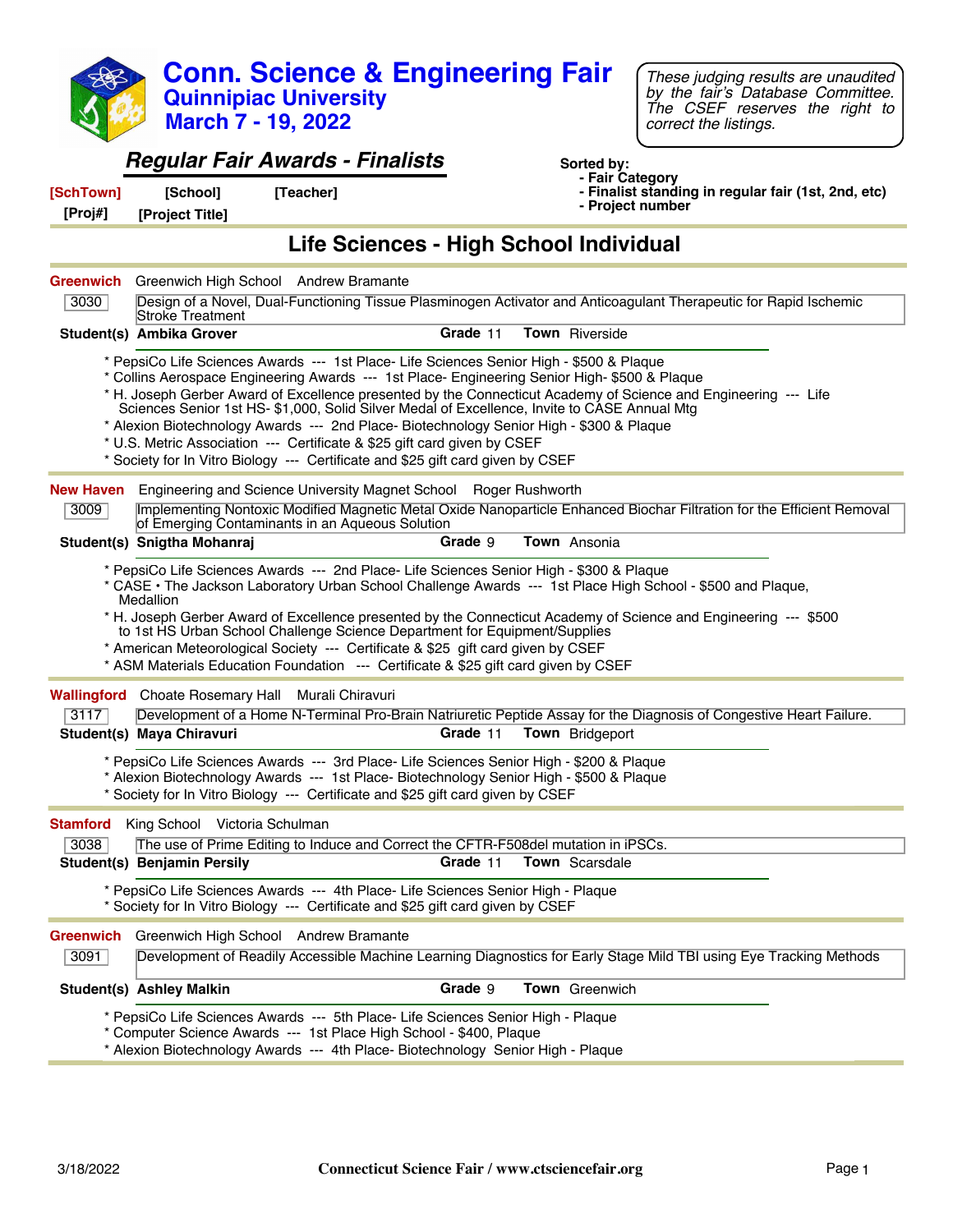# Conn. Science & Engineering Fair

## Quinnipiac University

## March 7 - 19, 2022

*These judging results are unaudited by the fair's Database Committee. The CSEF reserves the right to correct the listings.*

## Regular Fair Awards - Finalists

**[SchTown]** **[School]** **[Teacher]**
**[Proj#]** **[Project Title]**

**Sorted by:**
- **Fair Category**
- **Finalist standing in regular fair (1st, 2nd, etc)**
- **Project number**

## Life Sciences - High School Individual

**Greenwich** Greenwich High School Andrew Bramante

3030 Design of a Novel, Dual-Functioning Tissue Plasminogen Activator and Anticoagulant Therapeutic for Rapid Ischemic Stroke Treatment

**Student(s) Ambika Grover** **Grade** 11 **Town** Riverside

* PepsiCo Life Sciences Awards --- 1st Place- Life Sciences Senior High - $500 & Plaque
* Collins Aerospace Engineering Awards --- 1st Place- Engineering Senior High- $500 & Plaque
* H. Joseph Gerber Award of Excellence presented by the Connecticut Academy of Science and Engineering --- Life Sciences Senior 1st HS- $1,000, Solid Silver Medal of Excellence, Invite to CASE Annual Mtg
* Alexion Biotechnology Awards --- 2nd Place- Biotechnology Senior High - $300 & Plaque
* U.S. Metric Association --- Certificate & $25 gift card given by CSEF
* Society for In Vitro Biology --- Certificate and $25 gift card given by CSEF

**New Haven** Engineering and Science University Magnet School Roger Rushworth

3009 Implementing Nontoxic Modified Magnetic Metal Oxide Nanoparticle Enhanced Biochar Filtration for the Efficient Removal of Emerging Contaminants in an Aqueous Solution

**Student(s) Snigtha Mohanraj** **Grade** 9 **Town** Ansonia

* PepsiCo Life Sciences Awards --- 2nd Place- Life Sciences Senior High - $300 & Plaque
* CASE • The Jackson Laboratory Urban School Challenge Awards --- 1st Place High School - $500 and Plaque, Medallion
* H. Joseph Gerber Award of Excellence presented by the Connecticut Academy of Science and Engineering --- $500 to 1st HS Urban School Challenge Science Department for Equipment/Supplies
* American Meteorological Society --- Certificate & $25 gift card given by CSEF
* ASM Materials Education Foundation --- Certificate & $25 gift card given by CSEF

**Wallingford** Choate Rosemary Hall Murali Chiravuri

3117 Development of a Home N-Terminal Pro-Brain Natriuretic Peptide Assay for the Diagnosis of Congestive Heart Failure.

**Student(s) Maya Chiravuri** **Grade** 11 **Town** Bridgeport

* PepsiCo Life Sciences Awards --- 3rd Place- Life Sciences Senior High - $200 & Plaque
* Alexion Biotechnology Awards --- 1st Place- Biotechnology Senior High - $500 & Plaque
* Society for In Vitro Biology --- Certificate and $25 gift card given by CSEF

**Stamford** King School Victoria Schulman

3038 The use of Prime Editing to Induce and Correct the CFTR-F508del mutation in iPSCs.

**Student(s) Benjamin Persily** **Grade** 11 **Town** Scarsdale

* PepsiCo Life Sciences Awards --- 4th Place- Life Sciences Senior High - Plaque
* Society for In Vitro Biology --- Certificate and $25 gift card given by CSEF

**Greenwich** Greenwich High School Andrew Bramante

3091 Development of Readily Accessible Machine Learning Diagnostics for Early Stage Mild TBI using Eye Tracking Methods

**Student(s) Ashley Malkin** **Grade** 9 **Town** Greenwich

* PepsiCo Life Sciences Awards --- 5th Place- Life Sciences Senior High - Plaque
* Computer Science Awards --- 1st Place High School - $400, Plaque
* Alexion Biotechnology Awards --- 4th Place- Biotechnology Senior High - Plaque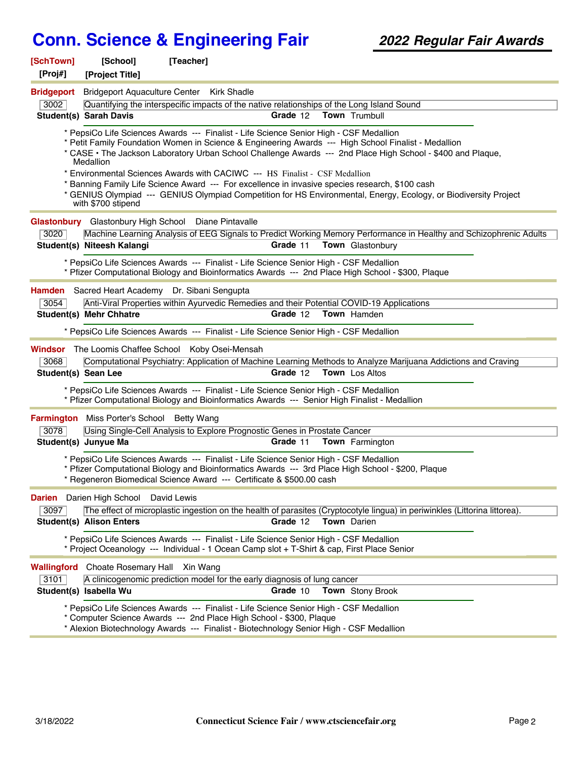# Conn. Science & Engineering Fair

## 2022 Regular Fair Awards

**[SchTown]** **[School]** **[Teacher]**
**[Proj#]** **[Project Title]**

---

**Bridgeport** Bridgeport Aquaculture Center Kirk Shadle

3002 Quantifying the interspecific impacts of the native relationships of the Long Island Sound
**Student(s) Sarah Davis** **Grade** 12 **Town** Trumbull

* PepsiCo Life Sciences Awards --- Finalist - Life Science Senior High - CSF Medallion
* Petit Family Foundation Women in Science & Engineering Awards --- High School Finalist - Medallion
* CASE • The Jackson Laboratory Urban School Challenge Awards --- 2nd Place High School - $400 and Plaque, Medallion
* Environmental Sciences Awards with CACIWC --- HS Finalist - CSF Medallion
* Banning Family Life Science Award --- For excellence in invasive species research, $100 cash
* GENIUS Olympiad --- GENIUS Olympiad Competition for HS Environmental, Energy, Ecology, or Biodiversity Project with $700 stipend

---

**Glastonbury** Glastonbury High School Diane Pintavalle

3020 Machine Learning Analysis of EEG Signals to Predict Working Memory Performance in Healthy and Schizophrenic Adults
**Student(s) Niteesh Kalangi** **Grade** 11 **Town** Glastonbury

* PepsiCo Life Sciences Awards --- Finalist - Life Science Senior High - CSF Medallion
* Pfizer Computational Biology and Bioinformatics Awards --- 2nd Place High School - $300, Plaque

---

**Hamden** Sacred Heart Academy Dr. Sibani Sengupta

3054 Anti-Viral Properties within Ayurvedic Remedies and their Potential COVID-19 Applications
**Student(s) Mehr Chhatre** **Grade** 12 **Town** Hamden

* PepsiCo Life Sciences Awards --- Finalist - Life Science Senior High - CSF Medallion

---

**Windsor** The Loomis Chaffee School Koby Osei-Mensah

3068 Computational Psychiatry: Application of Machine Learning Methods to Analyze Marijuana Addictions and Craving
**Student(s) Sean Lee** **Grade** 12 **Town** Los Altos

* PepsiCo Life Sciences Awards --- Finalist - Life Science Senior High - CSF Medallion
* Pfizer Computational Biology and Bioinformatics Awards --- Senior High Finalist - Medallion

---

**Farmington** Miss Porter's School Betty Wang

3078 Using Single-Cell Analysis to Explore Prognostic Genes in Prostate Cancer
**Student(s) Junyue Ma** **Grade** 11 **Town** Farmington

* PepsiCo Life Sciences Awards --- Finalist - Life Science Senior High - CSF Medallion
* Pfizer Computational Biology and Bioinformatics Awards --- 3rd Place High School - $200, Plaque
* Regeneron Biomedical Science Award --- Certificate & $500.00 cash

---

**Darien** Darien High School David Lewis

3097 The effect of microplastic ingestion on the health of parasites (Cryptocotyle lingua) in periwinkles (Littorina littorea).
**Student(s) Alison Enters** **Grade** 12 **Town** Darien

* PepsiCo Life Sciences Awards --- Finalist - Life Science Senior High - CSF Medallion
* Project Oceanology --- Individual - 1 Ocean Camp slot + T-Shirt & cap, First Place Senior

---

**Wallingford** Choate Rosemary Hall Xin Wang

3101 A clinicogenomic prediction model for the early diagnosis of lung cancer
**Student(s) Isabella Wu** **Grade** 10 **Town** Stony Brook

* PepsiCo Life Sciences Awards --- Finalist - Life Science Senior High - CSF Medallion
* Computer Science Awards --- 2nd Place High School - $300, Plaque
* Alexion Biotechnology Awards --- Finalist - Biotechnology Senior High - CSF Medallion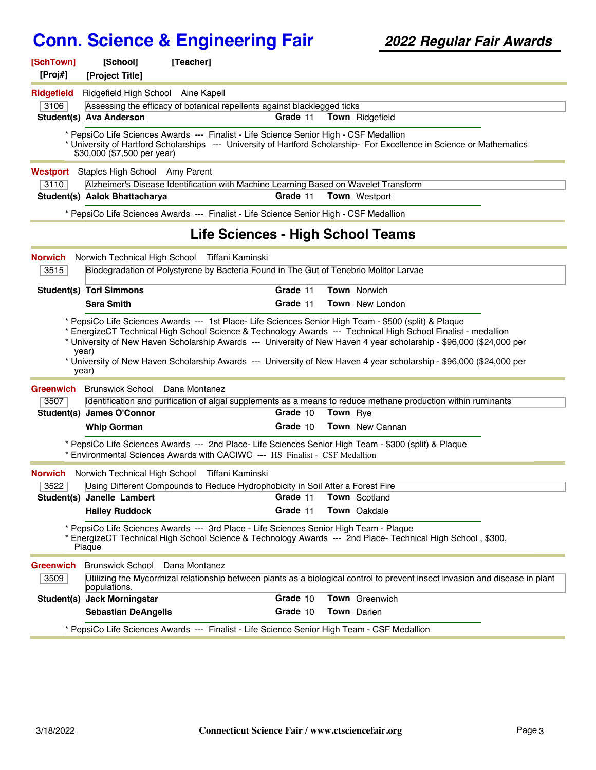# Conn. Science & Engineering Fair

## *2022 Regular Fair Awards*

**[SchTown]** [School] [Teacher]
[Proj#] [Project Title]

---

**Ridgefield** Ridgefield High School Aine Kapell

3106 Assessing the efficacy of botanical repellents against blacklegged ticks

**Student(s)** **Ava Anderson** **Grade** 11 **Town** Ridgefield

* PepsiCo Life Sciences Awards --- Finalist - Life Science Senior High - CSF Medallion
* University of Hartford Scholarships --- University of Hartford Scholarship- For Excellence in Science or Mathematics $30,000 ($7,500 per year)

---

**Westport** Staples High School Amy Parent

3110 Alzheimer's Disease Identification with Machine Learning Based on Wavelet Transform

**Student(s)** **Aalok Bhattacharya** **Grade** 11 **Town** Westport

* PepsiCo Life Sciences Awards --- Finalist - Life Science Senior High - CSF Medallion

## Life Sciences - High School Teams

**Norwich** Norwich Technical High School Tiffani Kaminski

3515 Biodegradation of Polystyrene by Bacteria Found in The Gut of Tenebrio Molitor Larvae

**Student(s)** **Tori Simmons** **Grade** 11 **Town** Norwich
**Sara Smith** **Grade** 11 **Town** New London

* PepsiCo Life Sciences Awards --- 1st Place- Life Sciences Senior High Team - $500 (split) & Plaque
* EnergizeCT Technical High School Science & Technology Awards --- Technical High School Finalist - medallion
* University of New Haven Scholarship Awards --- University of New Haven 4 year scholarship - $96,000 ($24,000 per year)
* University of New Haven Scholarship Awards --- University of New Haven 4 year scholarship - $96,000 ($24,000 per year)

---

**Greenwich** Brunswick School Dana Montanez

3507 Identification and purification of algal supplements as a means to reduce methane production within ruminants

**Student(s)** **James O'Connor** **Grade** 10 **Town** Rye
**Whip Gorman** **Grade** 10 **Town** New Cannan

* PepsiCo Life Sciences Awards --- 2nd Place- Life Sciences Senior High Team - $300 (split) & Plaque
* Environmental Sciences Awards with CACIWC --- HS Finalist - CSF Medallion

---

**Norwich** Norwich Technical High School Tiffani Kaminski

3522 Using Different Compounds to Reduce Hydrophobicity in Soil After a Forest Fire

**Student(s)** **Janelle Lambert** **Grade** 11 **Town** Scotland
**Hailey Ruddock** **Grade** 11 **Town** Oakdale

* PepsiCo Life Sciences Awards --- 3rd Place - Life Sciences Senior High Team - Plaque
* EnergizeCT Technical High School Science & Technology Awards --- 2nd Place- Technical High School , $300, Plaque

---

**Greenwich** Brunswick School Dana Montanez

3509 Utilizing the Mycorrhizal relationship between plants as a biological control to prevent insect invasion and disease in plant populations.

**Student(s)** **Jack Morningstar** **Grade** 10 **Town** Greenwich
**Sebastian DeAngelis** **Grade** 10 **Town** Darien

* PepsiCo Life Sciences Awards --- Finalist - Life Science Senior High Team - CSF Medallion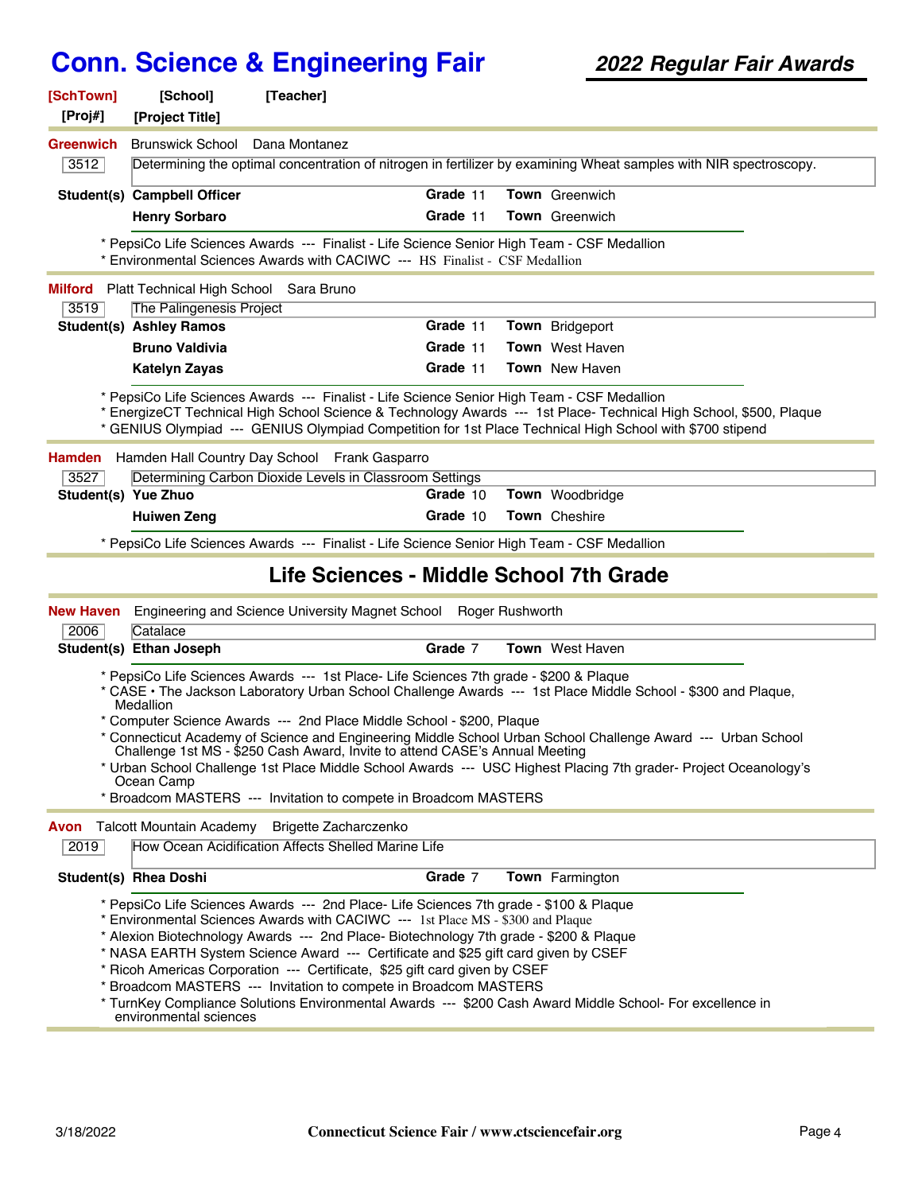# Conn. Science & Engineering Fair

## 2022 Regular Fair Awards

**[SchTown]** **[School]** **[Teacher]**
**[Proj#]** **[Project Title]**

---

**Greenwich** Brunswick School Dana Montanez

**3512** Determining the optimal concentration of nitrogen in fertilizer by examining Wheat samples with NIR spectroscopy.

| Student(s) | Grade | Town |
|---|---|---|
| **Campbell Officer** | 11 | Greenwich |
| **Henry Sorbaro** | 11 | Greenwich |

* PepsiCo Life Sciences Awards --- Finalist - Life Science Senior High Team - CSF Medallion
* Environmental Sciences Awards with CACIWC --- HS Finalist - CSF Medallion

---

**Milford** Platt Technical High School Sara Bruno

**3519** The Palingenesis Project

| Student(s) | Grade | Town |
|---|---|---|
| **Ashley Ramos** | 11 | Bridgeport |
| **Bruno Valdivia** | 11 | West Haven |
| **Katelyn Zayas** | 11 | New Haven |

* PepsiCo Life Sciences Awards --- Finalist - Life Science Senior High Team - CSF Medallion
* EnergizeCT Technical High School Science & Technology Awards --- 1st Place- Technical High School, $500, Plaque
* GENIUS Olympiad --- GENIUS Olympiad Competition for 1st Place Technical High School with $700 stipend

---

**Hamden** Hamden Hall Country Day School Frank Gasparro

**3527** Determining Carbon Dioxide Levels in Classroom Settings

| Student(s) | Grade | Town |
|---|---|---|
| **Yue Zhuo** | 10 | Woodbridge |
| **Huiwen Zeng** | 10 | Cheshire |

* PepsiCo Life Sciences Awards --- Finalist - Life Science Senior High Team - CSF Medallion

## Life Sciences - Middle School 7th Grade

**New Haven** Engineering and Science University Magnet School Roger Rushworth

**2006** Catalace

| Student(s) | Grade | Town |
|---|---|---|
| **Ethan Joseph** | 7 | West Haven |

* PepsiCo Life Sciences Awards --- 1st Place- Life Sciences 7th grade - $200 & Plaque
* CASE • The Jackson Laboratory Urban School Challenge Awards --- 1st Place Middle School - $300 and Plaque, Medallion
* Computer Science Awards --- 2nd Place Middle School - $200, Plaque
* Connecticut Academy of Science and Engineering Middle School Urban School Challenge Award --- Urban School Challenge 1st MS - $250 Cash Award, Invite to attend CASE's Annual Meeting
* Urban School Challenge 1st Place Middle School Awards --- USC Highest Placing 7th grader- Project Oceanology's Ocean Camp
* Broadcom MASTERS --- Invitation to compete in Broadcom MASTERS

---

**Avon** Talcott Mountain Academy Brigette Zacharczenko

**2019** How Ocean Acidification Affects Shelled Marine Life

| Student(s) | Grade | Town |
|---|---|---|
| **Rhea Doshi** | 7 | Farmington |

* PepsiCo Life Sciences Awards --- 2nd Place- Life Sciences 7th grade - $100 & Plaque
* Environmental Sciences Awards with CACIWC --- 1st Place MS - $300 and Plaque
* Alexion Biotechnology Awards --- 2nd Place- Biotechnology 7th grade - $200 & Plaque
* NASA EARTH System Science Award --- Certificate and $25 gift card given by CSEF
* Ricoh Americas Corporation --- Certificate, $25 gift card given by CSEF
* Broadcom MASTERS --- Invitation to compete in Broadcom MASTERS
* TurnKey Compliance Solutions Environmental Awards --- $200 Cash Award Middle School- For excellence in environmental sciences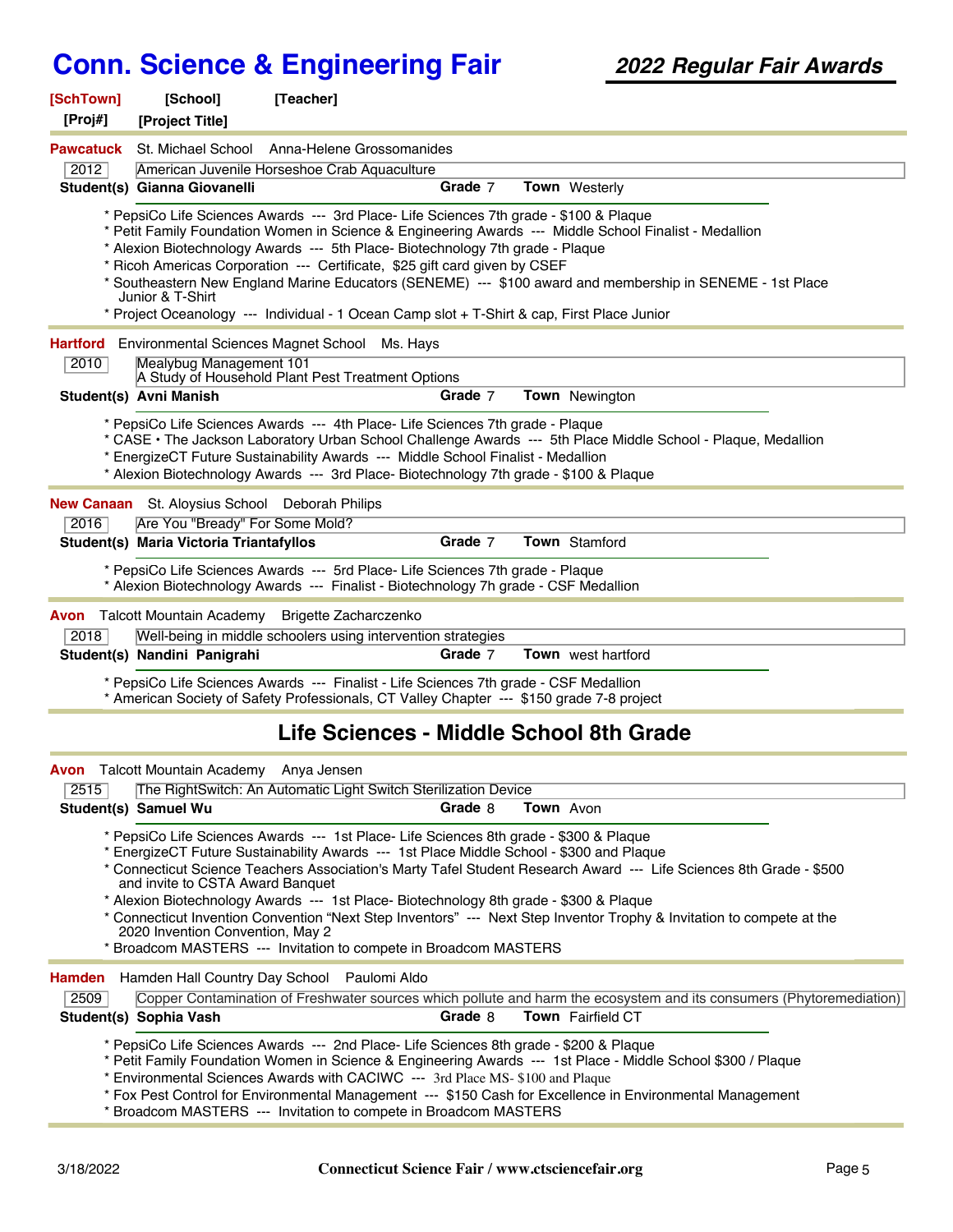# Conn. Science & Engineering Fair

## 2022 Regular Fair Awards

**[SchTown]** **[School]** **[Teacher]**
**[Proj#]** **[Project Title]**

---

**Pawcatuck** St. Michael School Anna-Helene Grossomanides

2012 | American Juvenile Horseshoe Crab Aquaculture

**Student(s) Gianna Giovanelli** **Grade** 7 **Town** Westerly

* PepsiCo Life Sciences Awards --- 3rd Place- Life Sciences 7th grade - $100 & Plaque
* Petit Family Foundation Women in Science & Engineering Awards --- Middle School Finalist - Medallion
* Alexion Biotechnology Awards --- 5th Place- Biotechnology 7th grade - Plaque
* Ricoh Americas Corporation --- Certificate, $25 gift card given by CSEF
* Southeastern New England Marine Educators (SENEME) --- $100 award and membership in SENEME - 1st Place Junior & T-Shirt
* Project Oceanology --- Individual - 1 Ocean Camp slot + T-Shirt & cap, First Place Junior

---

**Hartford** Environmental Sciences Magnet School Ms. Hays

2010 | Mealybug Management 101
A Study of Household Plant Pest Treatment Options

**Student(s) Avni Manish** **Grade** 7 **Town** Newington

* PepsiCo Life Sciences Awards --- 4th Place- Life Sciences 7th grade - Plaque
* CASE • The Jackson Laboratory Urban School Challenge Awards --- 5th Place Middle School - Plaque, Medallion
* EnergizeCT Future Sustainability Awards --- Middle School Finalist - Medallion
* Alexion Biotechnology Awards --- 3rd Place- Biotechnology 7th grade - $100 & Plaque

---

**New Canaan** St. Aloysius School Deborah Philips

2016 | Are You "Bready" For Some Mold?

**Student(s) Maria Victoria Triantafyllos** **Grade** 7 **Town** Stamford

* PepsiCo Life Sciences Awards --- 5rd Place- Life Sciences 7th grade - Plaque
* Alexion Biotechnology Awards --- Finalist - Biotechnology 7h grade - CSF Medallion

---

**Avon** Talcott Mountain Academy Brigette Zacharczenko

2018 | Well-being in middle schoolers using intervention strategies

**Student(s) Nandini Panigrahi** **Grade** 7 **Town** west hartford

* PepsiCo Life Sciences Awards --- Finalist - Life Sciences 7th grade - CSF Medallion
* American Society of Safety Professionals, CT Valley Chapter --- $150 grade 7-8 project

---

## Life Sciences - Middle School 8th Grade

---

**Avon** Talcott Mountain Academy Anya Jensen

2515 | The RightSwitch: An Automatic Light Switch Sterilization Device

**Student(s) Samuel Wu** **Grade** 8 **Town** Avon

* PepsiCo Life Sciences Awards --- 1st Place- Life Sciences 8th grade - $300 & Plaque
* EnergizeCT Future Sustainability Awards --- 1st Place Middle School - $300 and Plaque
* Connecticut Science Teachers Association's Marty Tafel Student Research Award --- Life Sciences 8th Grade - $500 and invite to CSTA Award Banquet
* Alexion Biotechnology Awards --- 1st Place- Biotechnology 8th grade - $300 & Plaque
* Connecticut Invention Convention "Next Step Inventors" --- Next Step Inventor Trophy & Invitation to compete at the 2020 Invention Convention, May 2
* Broadcom MASTERS --- Invitation to compete in Broadcom MASTERS

---

**Hamden** Hamden Hall Country Day School Paulomi Aldo

2509 | Copper Contamination of Freshwater sources which pollute and harm the ecosystem and its consumers (Phytoremediation)

**Student(s) Sophia Vash** **Grade** 8 **Town** Fairfield CT

* PepsiCo Life Sciences Awards --- 2nd Place- Life Sciences 8th grade - $200 & Plaque
* Petit Family Foundation Women in Science & Engineering Awards --- 1st Place - Middle School $300 / Plaque
* Environmental Sciences Awards with CACIWC --- 3rd Place MS- $100 and Plaque
* Fox Pest Control for Environmental Management --- $150 Cash for Excellence in Environmental Management
* Broadcom MASTERS --- Invitation to compete in Broadcom MASTERS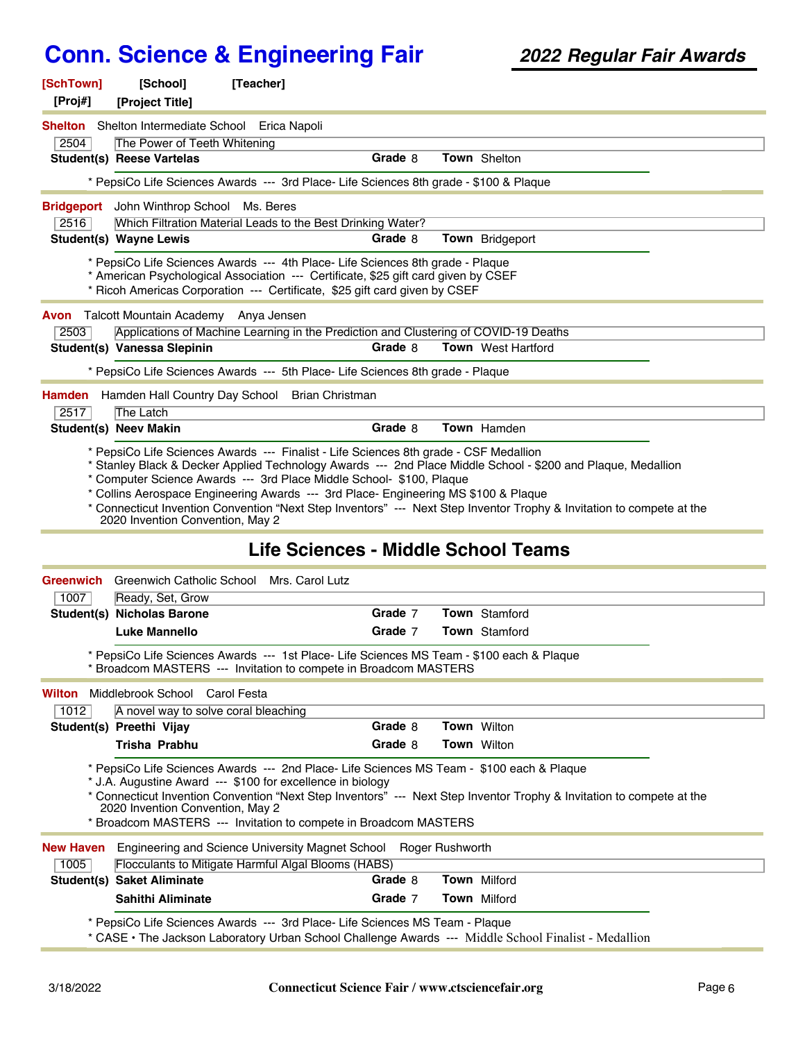# Conn. Science & Engineering Fair

## 2022 Regular Fair Awards

**[SchTown]** **[School]** **[Teacher]**
**[Proj#]** **[Project Title]**

---

**Shelton** Shelton Intermediate School Erica Napoli

2504 — The Power of Teeth Whitening

**Student(s)** **Reese Vartelas** — **Grade** 8 — **Town** Shelton

* PepsiCo Life Sciences Awards --- 3rd Place- Life Sciences 8th grade - $100 & Plaque

---

**Bridgeport** John Winthrop School Ms. Beres

2516 — Which Filtration Material Leads to the Best Drinking Water?

**Student(s)** **Wayne Lewis** — **Grade** 8 — **Town** Bridgeport

* PepsiCo Life Sciences Awards --- 4th Place- Life Sciences 8th grade - Plaque
* American Psychological Association --- Certificate, $25 gift card given by CSEF
* Ricoh Americas Corporation --- Certificate, $25 gift card given by CSEF

---

**Avon** Talcott Mountain Academy Anya Jensen

2503 — Applications of Machine Learning in the Prediction and Clustering of COVID-19 Deaths

**Student(s)** **Vanessa Slepinin** — **Grade** 8 — **Town** West Hartford

* PepsiCo Life Sciences Awards --- 5th Place- Life Sciences 8th grade - Plaque

---

**Hamden** Hamden Hall Country Day School Brian Christman

2517 — The Latch

**Student(s)** **Neev Makin** — **Grade** 8 — **Town** Hamden

* PepsiCo Life Sciences Awards --- Finalist - Life Sciences 8th grade - CSF Medallion
* Stanley Black & Decker Applied Technology Awards --- 2nd Place Middle School - $200 and Plaque, Medallion
* Computer Science Awards --- 3rd Place Middle School- $100, Plaque
* Collins Aerospace Engineering Awards --- 3rd Place- Engineering MS $100 & Plaque
* Connecticut Invention Convention "Next Step Inventors" --- Next Step Inventor Trophy & Invitation to compete at the 2020 Invention Convention, May 2

---

## Life Sciences - Middle School Teams

**Greenwich** Greenwich Catholic School Mrs. Carol Lutz

1007 — Ready, Set, Grow

**Student(s)** **Nicholas Barone** — **Grade** 7 — **Town** Stamford
**Luke Mannello** — **Grade** 7 — **Town** Stamford

* PepsiCo Life Sciences Awards --- 1st Place- Life Sciences MS Team - $100 each & Plaque
* Broadcom MASTERS --- Invitation to compete in Broadcom MASTERS

---

**Wilton** Middlebrook School Carol Festa

1012 — A novel way to solve coral bleaching

**Student(s)** **Preethi Vijay** — **Grade** 8 — **Town** Wilton
**Trisha Prabhu** — **Grade** 8 — **Town** Wilton

* PepsiCo Life Sciences Awards --- 2nd Place- Life Sciences MS Team - $100 each & Plaque
* J.A. Augustine Award --- $100 for excellence in biology
* Connecticut Invention Convention "Next Step Inventors" --- Next Step Inventor Trophy & Invitation to compete at the 2020 Invention Convention, May 2
* Broadcom MASTERS --- Invitation to compete in Broadcom MASTERS

---

**New Haven** Engineering and Science University Magnet School Roger Rushworth

1005 — Flocculants to Mitigate Harmful Algal Blooms (HABS)

**Student(s)** **Saket Aliminate** — **Grade** 8 — **Town** Milford
**Sahithi Aliminate** — **Grade** 7 — **Town** Milford

* PepsiCo Life Sciences Awards --- 3rd Place- Life Sciences MS Team - Plaque
* CASE • The Jackson Laboratory Urban School Challenge Awards --- Middle School Finalist - Medallion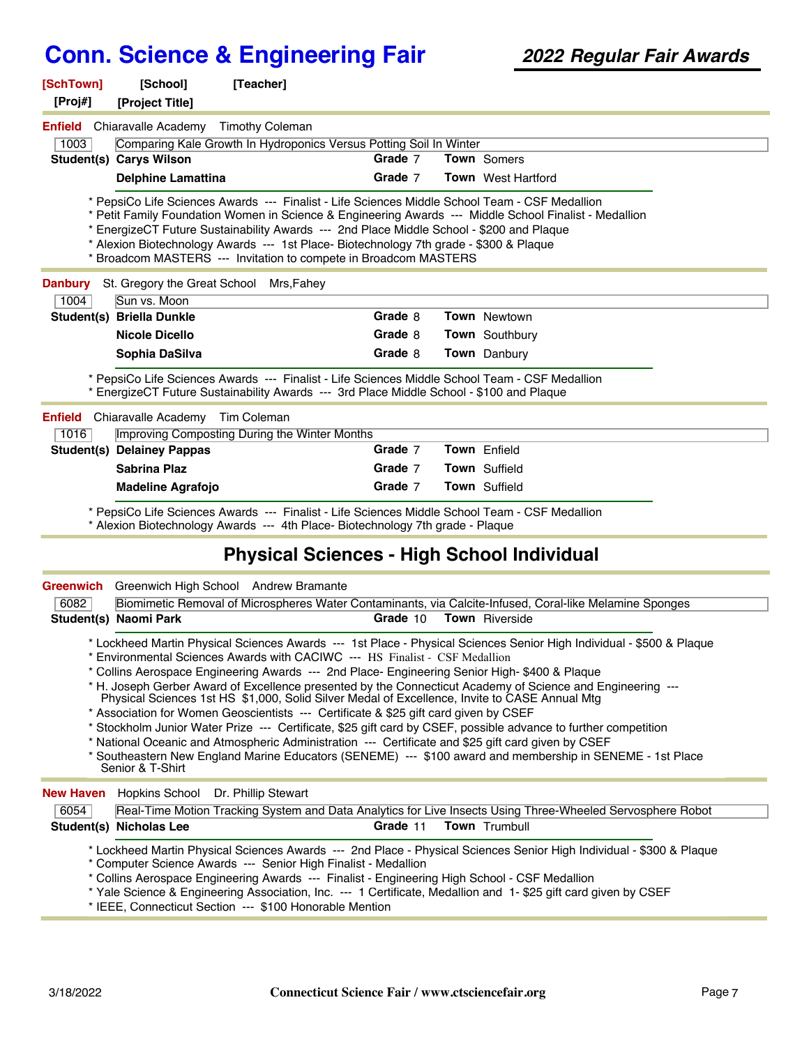# Conn. Science & Engineering Fair

## 2022 Regular Fair Awards

**[SchTown]** **[School]** **[Teacher]**
**[Proj#]** **[Project Title]**

---

**Enfield** Chiaravalle Academy Timothy Coleman

1003 Comparing Kale Growth In Hydroponics Versus Potting Soil In Winter

| Student(s) | Grade | Town |
|---|---|---|
| **Carys Wilson** | 7 | Somers |
| **Delphine Lamattina** | 7 | West Hartford |

* PepsiCo Life Sciences Awards --- Finalist - Life Sciences Middle School Team - CSF Medallion
* Petit Family Foundation Women in Science & Engineering Awards --- Middle School Finalist - Medallion
* EnergizeCT Future Sustainability Awards --- 2nd Place Middle School - $200 and Plaque
* Alexion Biotechnology Awards --- 1st Place- Biotechnology 7th grade - $300 & Plaque
* Broadcom MASTERS --- Invitation to compete in Broadcom MASTERS

---

**Danbury** St. Gregory the Great School Mrs,Fahey

1004 Sun vs. Moon

| Student(s) | Grade | Town |
|---|---|---|
| **Briella Dunkle** | 8 | Newtown |
| **Nicole Dicello** | 8 | Southbury |
| **Sophia DaSilva** | 8 | Danbury |

* PepsiCo Life Sciences Awards --- Finalist - Life Sciences Middle School Team - CSF Medallion
* EnergizeCT Future Sustainability Awards --- 3rd Place Middle School - $100 and Plaque

---

**Enfield** Chiaravalle Academy Tim Coleman

1016 Improving Composting During the Winter Months

| Student(s) | Grade | Town |
|---|---|---|
| **Delainey Pappas** | 7 | Enfield |
| **Sabrina Plaz** | 7 | Suffield |
| **Madeline Agrafojo** | 7 | Suffield |

* PepsiCo Life Sciences Awards --- Finalist - Life Sciences Middle School Team - CSF Medallion
* Alexion Biotechnology Awards --- 4th Place- Biotechnology 7th grade - Plaque

---

## Physical Sciences - High School Individual

**Greenwich** Greenwich High School Andrew Bramante

6082 Biomimetic Removal of Microspheres Water Contaminants, via Calcite-Infused, Coral-like Melamine Sponges

| Student(s) | Grade | Town |
|---|---|---|
| **Naomi Park** | 10 | Riverside |

* Lockheed Martin Physical Sciences Awards --- 1st Place - Physical Sciences Senior High Individual - $500 & Plaque
* Environmental Sciences Awards with CACIWC --- HS Finalist - CSF Medallion
* Collins Aerospace Engineering Awards --- 2nd Place- Engineering Senior High- $400 & Plaque
* H. Joseph Gerber Award of Excellence presented by the Connecticut Academy of Science and Engineering --- Physical Sciences 1st HS $1,000, Solid Silver Medal of Excellence, Invite to CASE Annual Mtg
* Association for Women Geoscientists --- Certificate & $25 gift card given by CSEF
* Stockholm Junior Water Prize --- Certificate, $25 gift card by CSEF, possible advance to further competition
* National Oceanic and Atmospheric Administration --- Certificate and $25 gift card given by CSEF
* Southeastern New England Marine Educators (SENEME) --- $100 award and membership in SENEME - 1st Place Senior & T-Shirt

---

**New Haven** Hopkins School Dr. Phillip Stewart

6054 Real-Time Motion Tracking System and Data Analytics for Live Insects Using Three-Wheeled Servosphere Robot

| Student(s) | Grade | Town |
|---|---|---|
| **Nicholas Lee** | 11 | Trumbull |

* Lockheed Martin Physical Sciences Awards --- 2nd Place - Physical Sciences Senior High Individual - $300 & Plaque
* Computer Science Awards --- Senior High Finalist - Medallion
* Collins Aerospace Engineering Awards --- Finalist - Engineering High School - CSF Medallion
* Yale Science & Engineering Association, Inc. --- 1 Certificate, Medallion and 1- $25 gift card given by CSEF
* IEEE, Connecticut Section --- $100 Honorable Mention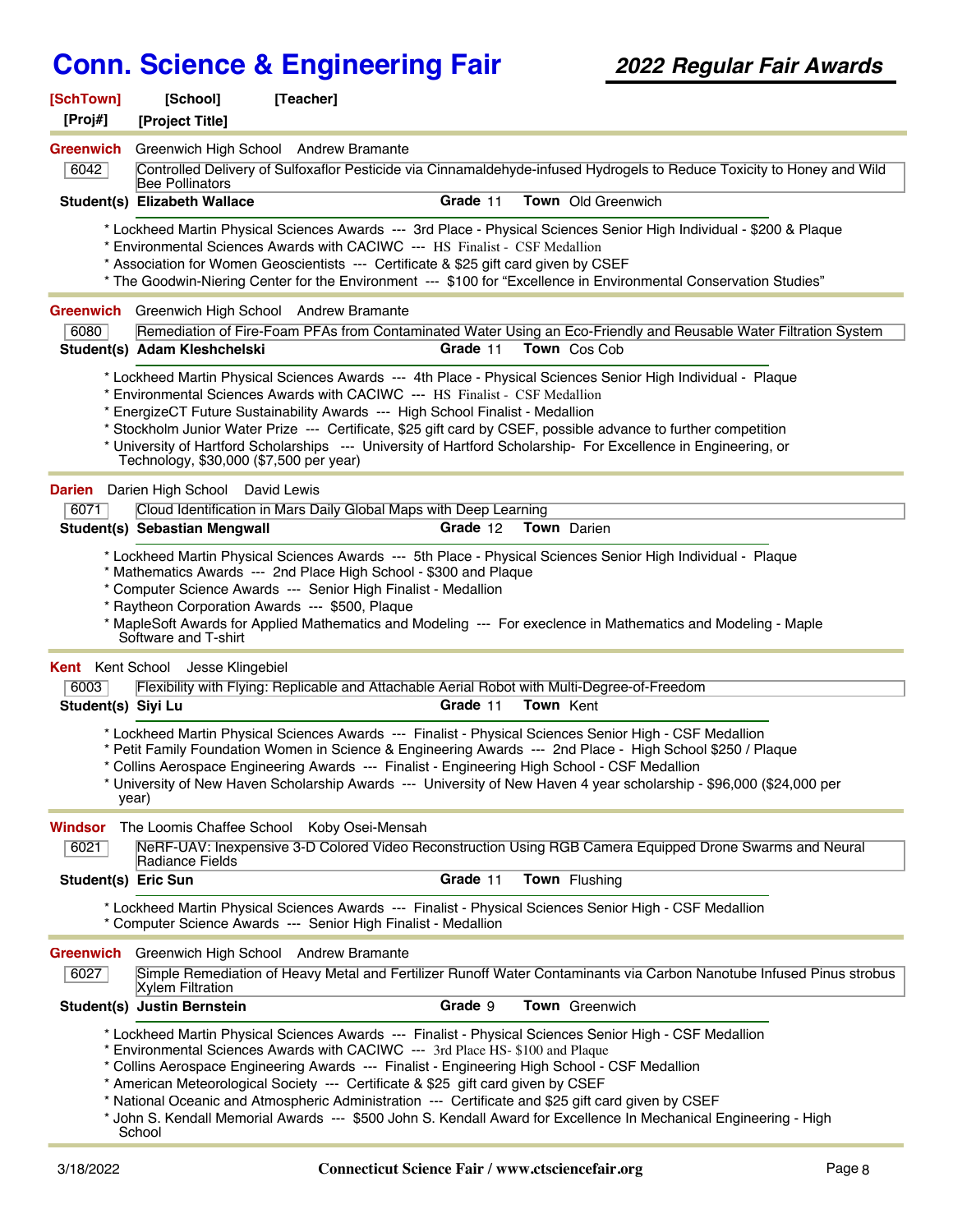# Conn. Science & Engineering Fair

## 2022 Regular Fair Awards

**[SchTown]** **[School]** **[Teacher]**
**[Proj#]** **[Project Title]**

---

**Greenwich** Greenwich High School Andrew Bramante

6042 — Controlled Delivery of Sulfoxaflor Pesticide via Cinnamaldehyde-infused Hydrogels to Reduce Toxicity to Honey and Wild Bee Pollinators

**Student(s) Elizabeth Wallace** **Grade** 11 **Town** Old Greenwich

* Lockheed Martin Physical Sciences Awards --- 3rd Place - Physical Sciences Senior High Individual - $200 & Plaque
* Environmental Sciences Awards with CACIWC --- HS Finalist - CSF Medallion
* Association for Women Geoscientists --- Certificate & $25 gift card given by CSEF
* The Goodwin-Niering Center for the Environment --- $100 for “Excellence in Environmental Conservation Studies”

---

**Greenwich** Greenwich High School Andrew Bramante

6080 — Remediation of Fire-Foam PFAs from Contaminated Water Using an Eco-Friendly and Reusable Water Filtration System

**Student(s) Adam Kleshchelski** **Grade** 11 **Town** Cos Cob

* Lockheed Martin Physical Sciences Awards --- 4th Place - Physical Sciences Senior High Individual - Plaque
* Environmental Sciences Awards with CACIWC --- HS Finalist - CSF Medallion
* EnergizeCT Future Sustainability Awards --- High School Finalist - Medallion
* Stockholm Junior Water Prize --- Certificate, $25 gift card by CSEF, possible advance to further competition
* University of Hartford Scholarships --- University of Hartford Scholarship- For Excellence in Engineering, or Technology, $30,000 ($7,500 per year)

---

**Darien** Darien High School David Lewis

6071 — Cloud Identification in Mars Daily Global Maps with Deep Learning

**Student(s) Sebastian Mengwall** **Grade** 12 **Town** Darien

* Lockheed Martin Physical Sciences Awards --- 5th Place - Physical Sciences Senior High Individual - Plaque
* Mathematics Awards --- 2nd Place High School - $300 and Plaque
* Computer Science Awards --- Senior High Finalist - Medallion
* Raytheon Corporation Awards --- $500, Plaque
* MapleSoft Awards for Applied Mathematics and Modeling --- For execelence in Mathematics and Modeling - Maple Software and T-shirt

---

**Kent** Kent School Jesse Klingebiel

6003 — Flexibility with Flying: Replicable and Attachable Aerial Robot with Multi-Degree-of-Freedom

**Student(s) Siyi Lu** **Grade** 11 **Town** Kent

* Lockheed Martin Physical Sciences Awards --- Finalist - Physical Sciences Senior High - CSF Medallion
* Petit Family Foundation Women in Science & Engineering Awards --- 2nd Place - High School $250 / Plaque
* Collins Aerospace Engineering Awards --- Finalist - Engineering High School - CSF Medallion
* University of New Haven Scholarship Awards --- University of New Haven 4 year scholarship - $96,000 ($24,000 per year)

---

**Windsor** The Loomis Chaffee School Koby Osei-Mensah

6021 — NeRF-UAV: Inexpensive 3-D Colored Video Reconstruction Using RGB Camera Equipped Drone Swarms and Neural Radiance Fields

**Student(s) Eric Sun** **Grade** 11 **Town** Flushing

* Lockheed Martin Physical Sciences Awards --- Finalist - Physical Sciences Senior High - CSF Medallion
* Computer Science Awards --- Senior High Finalist - Medallion

---

**Greenwich** Greenwich High School Andrew Bramante

6027 — Simple Remediation of Heavy Metal and Fertilizer Runoff Water Contaminants via Carbon Nanotube Infused Pinus strobus Xylem Filtration

**Student(s) Justin Bernstein** **Grade** 9 **Town** Greenwich

* Lockheed Martin Physical Sciences Awards --- Finalist - Physical Sciences Senior High - CSF Medallion
* Environmental Sciences Awards with CACIWC --- 3rd Place HS- $100 and Plaque
* Collins Aerospace Engineering Awards --- Finalist - Engineering High School - CSF Medallion
* American Meteorological Society --- Certificate & $25 gift card given by CSEF
* National Oceanic and Atmospheric Administration --- Certificate and $25 gift card given by CSEF
* John S. Kendall Memorial Awards --- $500 John S. Kendall Award for Excellence In Mechanical Engineering - High School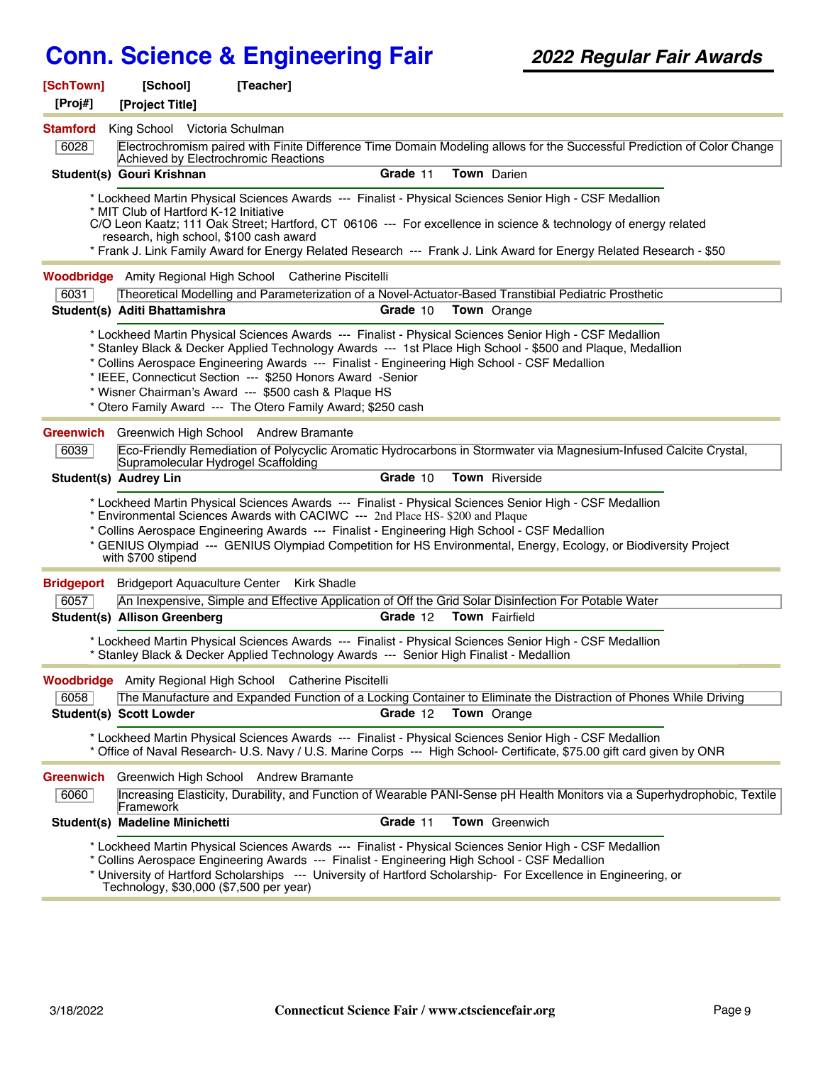# Conn. Science & Engineering Fair

## 2022 Regular Fair Awards

**[SchTown]** **[School]** **[Teacher]**
**[Proj#]** **[Project Title]**

---

**Stamford** King School Victoria Schulman

6028 — Electrochromism paired with Finite Difference Time Domain Modeling allows for the Successful Prediction of Color Change Achieved by Electrochromic Reactions

**Student(s)** **Gouri Krishnan** **Grade** 11 **Town** Darien

* Lockheed Martin Physical Sciences Awards --- Finalist - Physical Sciences Senior High - CSF Medallion
* MIT Club of Hartford K-12 Initiative
C/O Leon Kaatz; 111 Oak Street; Hartford, CT 06106 --- For excellence in science & technology of energy related research, high school, $100 cash award
* Frank J. Link Family Award for Energy Related Research --- Frank J. Link Award for Energy Related Research - $50

---

**Woodbridge** Amity Regional High School Catherine Piscitelli

6031 — Theoretical Modelling and Parameterization of a Novel-Actuator-Based Transtibial Pediatric Prosthetic

**Student(s)** **Aditi Bhattamishra** **Grade** 10 **Town** Orange

* Lockheed Martin Physical Sciences Awards --- Finalist - Physical Sciences Senior High - CSF Medallion
* Stanley Black & Decker Applied Technology Awards --- 1st Place High School - $500 and Plaque, Medallion
* Collins Aerospace Engineering Awards --- Finalist - Engineering High School - CSF Medallion
* IEEE, Connecticut Section --- $250 Honors Award -Senior
* Wisner Chairman's Award --- $500 cash & Plaque HS
* Otero Family Award --- The Otero Family Award; $250 cash

---

**Greenwich** Greenwich High School Andrew Bramante

6039 — Eco-Friendly Remediation of Polycyclic Aromatic Hydrocarbons in Stormwater via Magnesium-Infused Calcite Crystal, Supramolecular Hydrogel Scaffolding

**Student(s)** **Audrey Lin** **Grade** 10 **Town** Riverside

* Lockheed Martin Physical Sciences Awards --- Finalist - Physical Sciences Senior High - CSF Medallion
* Environmental Sciences Awards with CACIWC --- 2nd Place HS- $200 and Plaque
* Collins Aerospace Engineering Awards --- Finalist - Engineering High School - CSF Medallion
* GENIUS Olympiad --- GENIUS Olympiad Competition for HS Environmental, Energy, Ecology, or Biodiversity Project with $700 stipend

---

**Bridgeport** Bridgeport Aquaculture Center Kirk Shadle

6057 — An Inexpensive, Simple and Effective Application of Off the Grid Solar Disinfection For Potable Water

**Student(s)** **Allison Greenberg** **Grade** 12 **Town** Fairfield

* Lockheed Martin Physical Sciences Awards --- Finalist - Physical Sciences Senior High - CSF Medallion
* Stanley Black & Decker Applied Technology Awards --- Senior High Finalist - Medallion

---

**Woodbridge** Amity Regional High School Catherine Piscitelli

6058 — The Manufacture and Expanded Function of a Locking Container to Eliminate the Distraction of Phones While Driving

**Student(s)** **Scott Lowder** **Grade** 12 **Town** Orange

* Lockheed Martin Physical Sciences Awards --- Finalist - Physical Sciences Senior High - CSF Medallion
* Office of Naval Research- U.S. Navy / U.S. Marine Corps --- High School- Certificate, $75.00 gift card given by ONR

---

**Greenwich** Greenwich High School Andrew Bramante

6060 — Increasing Elasticity, Durability, and Function of Wearable PANI-Sense pH Health Monitors via a Superhydrophobic, Textile Framework

**Student(s)** **Madeline Minichetti** **Grade** 11 **Town** Greenwich

* Lockheed Martin Physical Sciences Awards --- Finalist - Physical Sciences Senior High - CSF Medallion
* Collins Aerospace Engineering Awards --- Finalist - Engineering High School - CSF Medallion
* University of Hartford Scholarships --- University of Hartford Scholarship- For Excellence in Engineering, or Technology, $30,000 ($7,500 per year)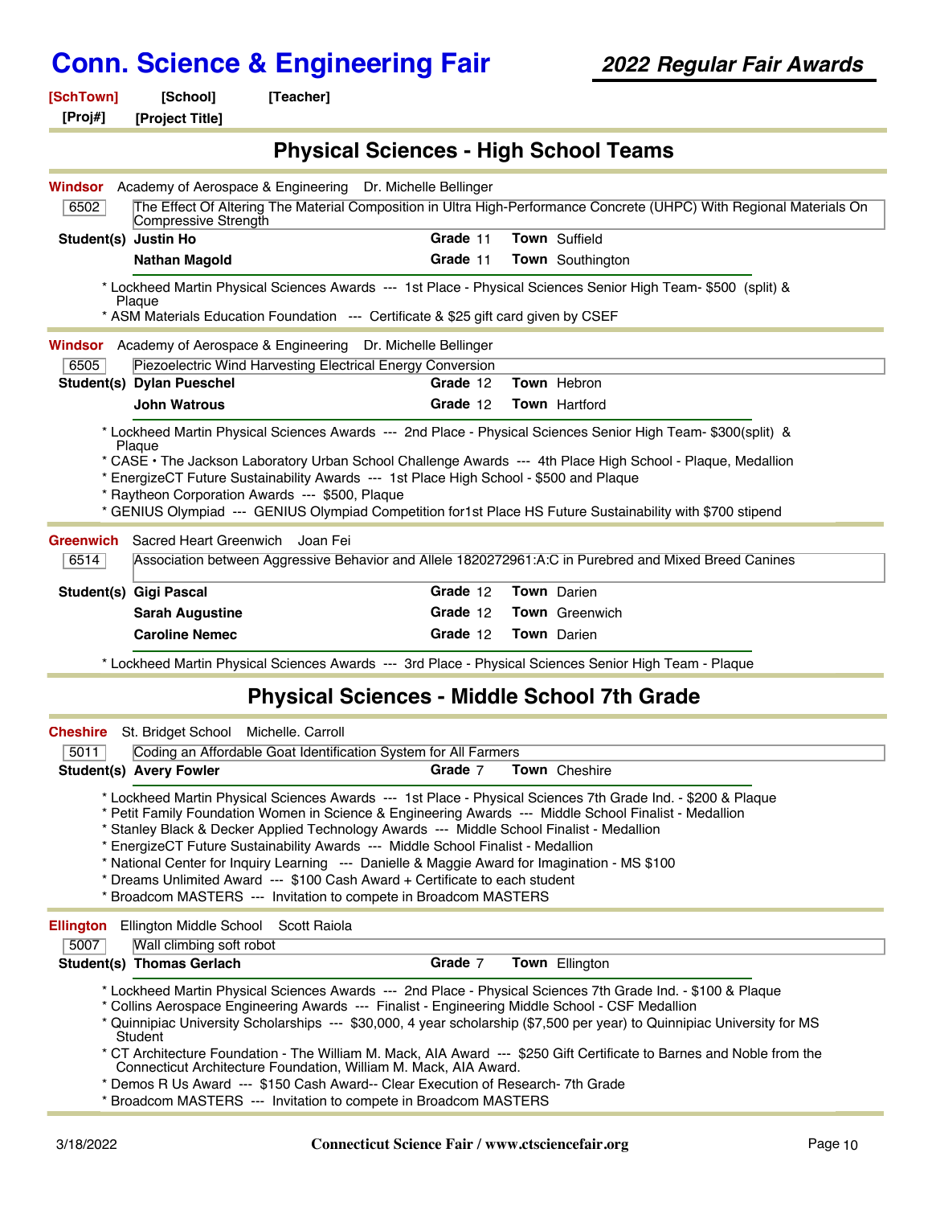# Conn. Science & Engineering Fair

***2022 Regular Fair Awards***

**[SchTown]** **[School]** **[Teacher]**
**[Proj#]** **[Project Title]**

## Physical Sciences - High School Teams

**Windsor** Academy of Aerospace & Engineering Dr. Michelle Bellinger

6502 The Effect Of Altering The Material Composition in Ultra High-Performance Concrete (UHPC) With Regional Materials On Compressive Strength

| Student(s) | Grade | Town |
|---|---|---|
| **Justin Ho** | 11 | Suffield |
| **Nathan Magold** | 11 | Southington |

* Lockheed Martin Physical Sciences Awards --- 1st Place - Physical Sciences Senior High Team- $500 (split) & Plaque
* ASM Materials Education Foundation --- Certificate & $25 gift card given by CSEF

**Windsor** Academy of Aerospace & Engineering Dr. Michelle Bellinger

6505 Piezoelectric Wind Harvesting Electrical Energy Conversion

| Student(s) | Grade | Town |
|---|---|---|
| **Dylan Pueschel** | 12 | Hebron |
| **John Watrous** | 12 | Hartford |

* Lockheed Martin Physical Sciences Awards --- 2nd Place - Physical Sciences Senior High Team- $300(split) & Plaque
* CASE • The Jackson Laboratory Urban School Challenge Awards --- 4th Place High School - Plaque, Medallion
* EnergizeCT Future Sustainability Awards --- 1st Place High School - $500 and Plaque
* Raytheon Corporation Awards --- $500, Plaque
* GENIUS Olympiad --- GENIUS Olympiad Competition for1st Place HS Future Sustainability with $700 stipend

**Greenwich** Sacred Heart Greenwich Joan Fei

6514 Association between Aggressive Behavior and Allele 1820272961:A:C in Purebred and Mixed Breed Canines

| Student(s) | Grade | Town |
|---|---|---|
| **Gigi Pascal** | 12 | Darien |
| **Sarah Augustine** | 12 | Greenwich |
| **Caroline Nemec** | 12 | Darien |

* Lockheed Martin Physical Sciences Awards --- 3rd Place - Physical Sciences Senior High Team - Plaque

## Physical Sciences - Middle School 7th Grade

**Cheshire** St. Bridget School Michelle. Carroll

5011 Coding an Affordable Goat Identification System for All Farmers

| Student(s) | Grade | Town |
|---|---|---|
| **Avery Fowler** | 7 | Cheshire |

* Lockheed Martin Physical Sciences Awards --- 1st Place - Physical Sciences 7th Grade Ind. - $200 & Plaque
* Petit Family Foundation Women in Science & Engineering Awards --- Middle School Finalist - Medallion
* Stanley Black & Decker Applied Technology Awards --- Middle School Finalist - Medallion
* EnergizeCT Future Sustainability Awards --- Middle School Finalist - Medallion
* National Center for Inquiry Learning --- Danielle & Maggie Award for Imagination - MS $100
* Dreams Unlimited Award --- $100 Cash Award + Certificate to each student
* Broadcom MASTERS --- Invitation to compete in Broadcom MASTERS

**Ellington** Ellington Middle School Scott Raiola

5007 Wall climbing soft robot

| Student(s) | Grade | Town |
|---|---|---|
| **Thomas Gerlach** | 7 | Ellington |

* Lockheed Martin Physical Sciences Awards --- 2nd Place - Physical Sciences 7th Grade Ind. - $100 & Plaque
* Collins Aerospace Engineering Awards --- Finalist - Engineering Middle School - CSF Medallion
* Quinnipiac University Scholarships --- $30,000, 4 year scholarship ($7,500 per year) to Quinnipiac University for MS Student
* CT Architecture Foundation - The William M. Mack, AIA Award --- $250 Gift Certificate to Barnes and Noble from the Connecticut Architecture Foundation, William M. Mack, AIA Award.
* Demos R Us Award --- $150 Cash Award-- Clear Execution of Research- 7th Grade
* Broadcom MASTERS --- Invitation to compete in Broadcom MASTERS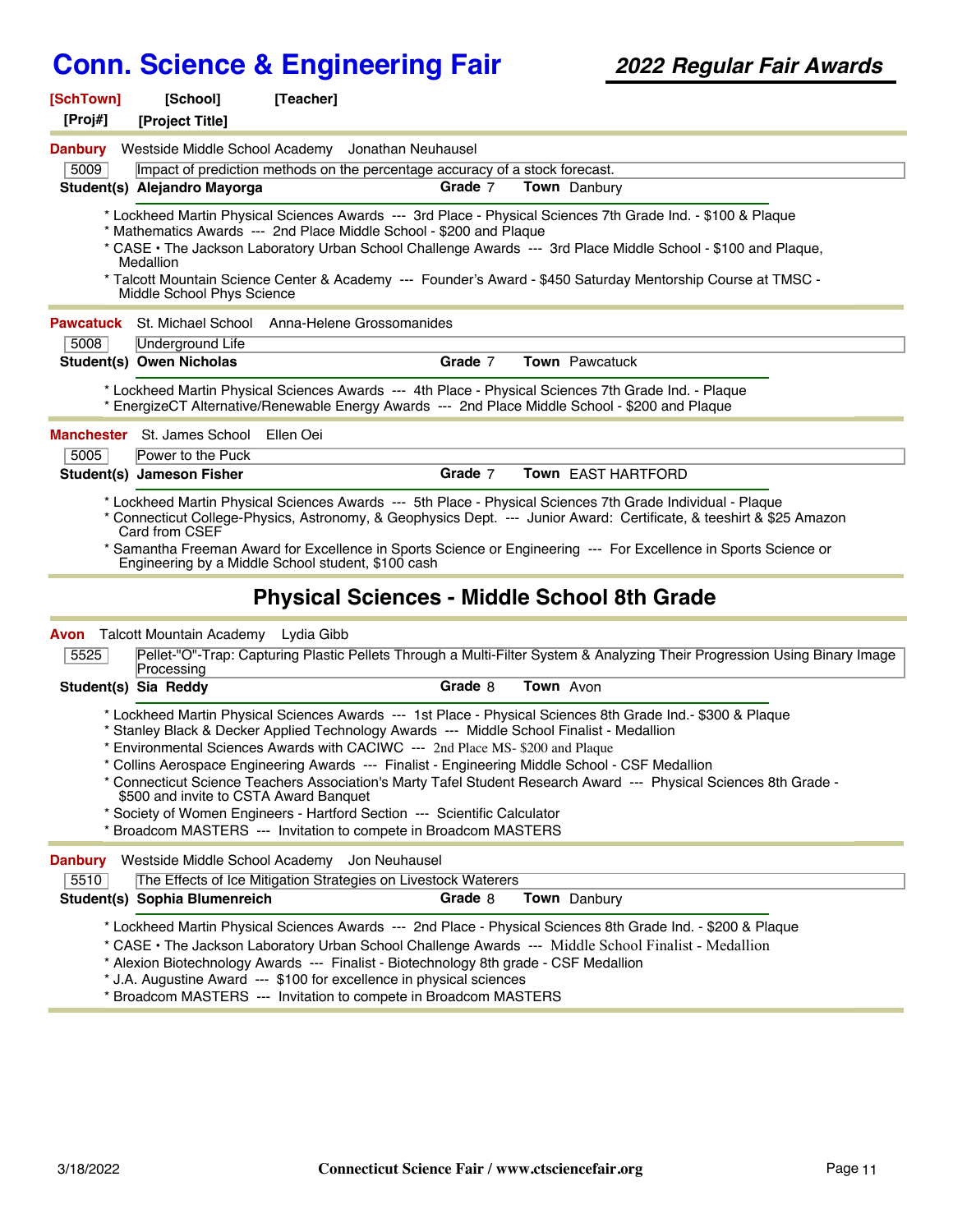# Conn. Science & Engineering Fair

## 2022 Regular Fair Awards

**[SchTown]** **[School]** **[Teacher]**
**[Proj#]** **[Project Title]**

---

**Danbury** Westside Middle School Academy Jonathan Neuhausel

5009 | Impact of prediction methods on the percentage accuracy of a stock forecast.

**Student(s) Alejandro Mayorga** **Grade** 7 **Town** Danbury

* Lockheed Martin Physical Sciences Awards --- 3rd Place - Physical Sciences 7th Grade Ind. - $100 & Plaque
* Mathematics Awards --- 2nd Place Middle School - $200 and Plaque
* CASE • The Jackson Laboratory Urban School Challenge Awards --- 3rd Place Middle School - $100 and Plaque, Medallion
* Talcott Mountain Science Center & Academy --- Founder's Award - $450 Saturday Mentorship Course at TMSC - Middle School Phys Science

---

**Pawcatuck** St. Michael School Anna-Helene Grossomanides

5008 | Underground Life

**Student(s) Owen Nicholas** **Grade** 7 **Town** Pawcatuck

* Lockheed Martin Physical Sciences Awards --- 4th Place - Physical Sciences 7th Grade Ind. - Plaque
* EnergizeCT Alternative/Renewable Energy Awards --- 2nd Place Middle School - $200 and Plaque

---

**Manchester** St. James School Ellen Oei

5005 | Power to the Puck

**Student(s) Jameson Fisher** **Grade** 7 **Town** EAST HARTFORD

* Lockheed Martin Physical Sciences Awards --- 5th Place - Physical Sciences 7th Grade Individual - Plaque
* Connecticut College-Physics, Astronomy, & Geophysics Dept. --- Junior Award: Certificate, & teeshirt & $25 Amazon Card from CSEF
* Samantha Freeman Award for Excellence in Sports Science or Engineering --- For Excellence in Sports Science or Engineering by a Middle School student, $100 cash

---

## Physical Sciences - Middle School 8th Grade

**Avon** Talcott Mountain Academy Lydia Gibb

5525 | Pellet-"O"-Trap: Capturing Plastic Pellets Through a Multi-Filter System & Analyzing Their Progression Using Binary Image Processing

**Student(s) Sia Reddy** **Grade** 8 **Town** Avon

* Lockheed Martin Physical Sciences Awards --- 1st Place - Physical Sciences 8th Grade Ind.- $300 & Plaque
* Stanley Black & Decker Applied Technology Awards --- Middle School Finalist - Medallion
* Environmental Sciences Awards with CACIWC --- 2nd Place MS- $200 and Plaque
* Collins Aerospace Engineering Awards --- Finalist - Engineering Middle School - CSF Medallion
* Connecticut Science Teachers Association's Marty Tafel Student Research Award --- Physical Sciences 8th Grade - $500 and invite to CSTA Award Banquet
* Society of Women Engineers - Hartford Section --- Scientific Calculator
* Broadcom MASTERS --- Invitation to compete in Broadcom MASTERS

---

**Danbury** Westside Middle School Academy Jon Neuhausel

5510 | The Effects of Ice Mitigation Strategies on Livestock Waterers

**Student(s) Sophia Blumenreich** **Grade** 8 **Town** Danbury

* Lockheed Martin Physical Sciences Awards --- 2nd Place - Physical Sciences 8th Grade Ind. - $200 & Plaque
* CASE • The Jackson Laboratory Urban School Challenge Awards --- Middle School Finalist - Medallion
* Alexion Biotechnology Awards --- Finalist - Biotechnology 8th grade - CSF Medallion
* J.A. Augustine Award --- $100 for excellence in physical sciences
* Broadcom MASTERS --- Invitation to compete in Broadcom MASTERS

3/18/2022 Connecticut Science Fair / www.ctsciencefair.org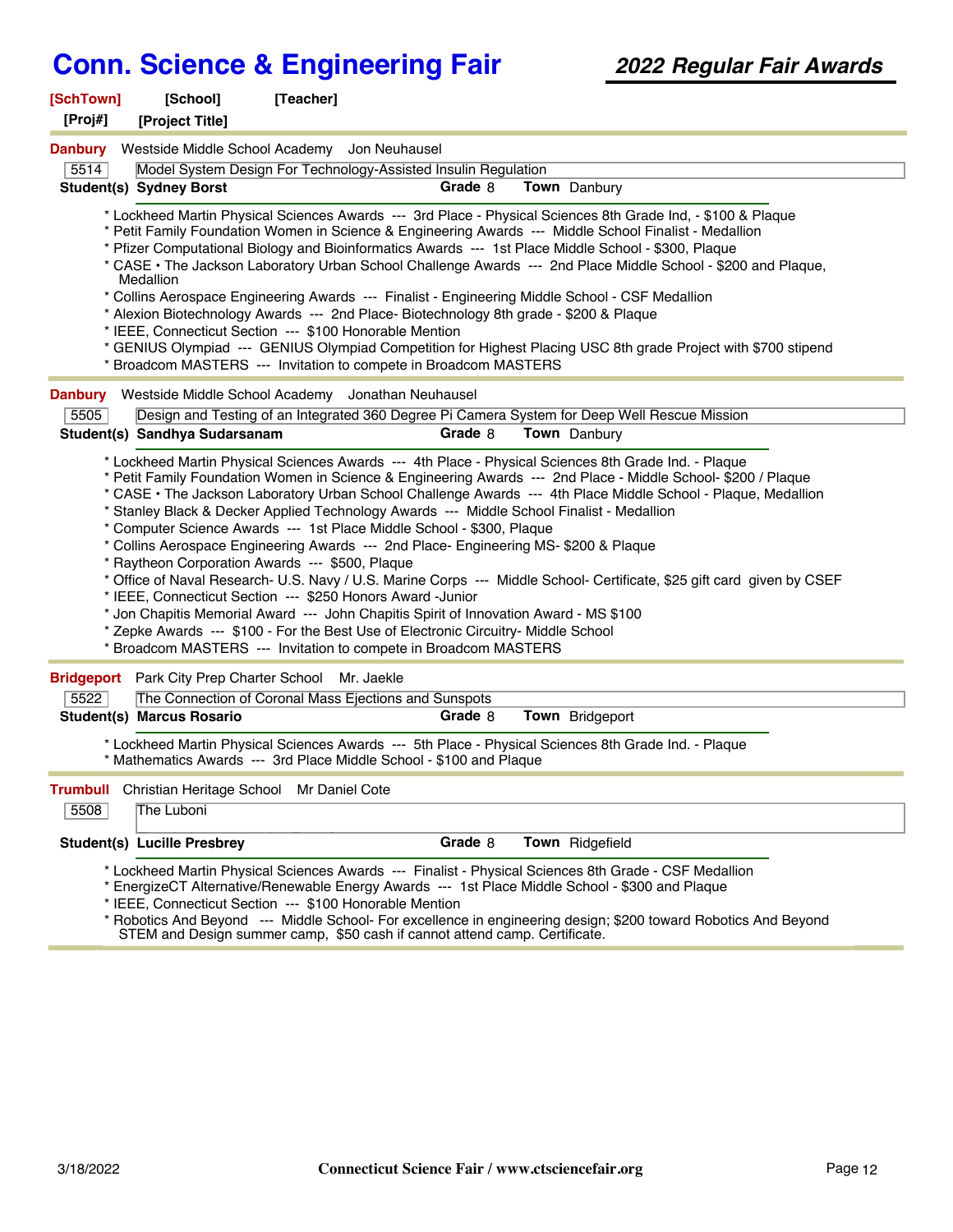# Conn. Science & Engineering Fair

## *2022 Regular Fair Awards*

**[SchTown]** **[School]** **[Teacher]**
**[Proj#]** **[Project Title]**

---

**Danbury** Westside Middle School Academy Jon Neuhausel

5514 Model System Design For Technology-Assisted Insulin Regulation

**Student(s) Sydney Borst** **Grade** 8 **Town** Danbury

* Lockheed Martin Physical Sciences Awards --- 3rd Place - Physical Sciences 8th Grade Ind, - $100 & Plaque
* Petit Family Foundation Women in Science & Engineering Awards --- Middle School Finalist - Medallion
* Pfizer Computational Biology and Bioinformatics Awards --- 1st Place Middle School - $300, Plaque
* CASE • The Jackson Laboratory Urban School Challenge Awards --- 2nd Place Middle School - $200 and Plaque, Medallion
* Collins Aerospace Engineering Awards --- Finalist - Engineering Middle School - CSF Medallion
* Alexion Biotechnology Awards --- 2nd Place- Biotechnology 8th grade - $200 & Plaque
* IEEE, Connecticut Section --- $100 Honorable Mention
* GENIUS Olympiad --- GENIUS Olympiad Competition for Highest Placing USC 8th grade Project with $700 stipend
* Broadcom MASTERS --- Invitation to compete in Broadcom MASTERS

---

**Danbury** Westside Middle School Academy Jonathan Neuhausel

5505 Design and Testing of an Integrated 360 Degree Pi Camera System for Deep Well Rescue Mission

**Student(s) Sandhya Sudarsanam** **Grade** 8 **Town** Danbury

* Lockheed Martin Physical Sciences Awards --- 4th Place - Physical Sciences 8th Grade Ind. - Plaque
* Petit Family Foundation Women in Science & Engineering Awards --- 2nd Place - Middle School- $200 / Plaque
* CASE • The Jackson Laboratory Urban School Challenge Awards --- 4th Place Middle School - Plaque, Medallion
* Stanley Black & Decker Applied Technology Awards --- Middle School Finalist - Medallion
* Computer Science Awards --- 1st Place Middle School - $300, Plaque
* Collins Aerospace Engineering Awards --- 2nd Place- Engineering MS- $200 & Plaque
* Raytheon Corporation Awards --- $500, Plaque
* Office of Naval Research- U.S. Navy / U.S. Marine Corps --- Middle School- Certificate, $25 gift card given by CSEF
* IEEE, Connecticut Section --- $250 Honors Award -Junior
* Jon Chapitis Memorial Award --- John Chapitis Spirit of Innovation Award - MS $100
* Zepke Awards --- $100 - For the Best Use of Electronic Circuitry- Middle School
* Broadcom MASTERS --- Invitation to compete in Broadcom MASTERS

---

**Bridgeport** Park City Prep Charter School Mr. Jaekle

5522 The Connection of Coronal Mass Ejections and Sunspots

**Student(s) Marcus Rosario** **Grade** 8 **Town** Bridgeport

* Lockheed Martin Physical Sciences Awards --- 5th Place - Physical Sciences 8th Grade Ind. - Plaque
* Mathematics Awards --- 3rd Place Middle School - $100 and Plaque

---

**Trumbull** Christian Heritage School Mr Daniel Cote

5508 The Luboni

**Student(s) Lucille Presbrey** **Grade** 8 **Town** Ridgefield

* Lockheed Martin Physical Sciences Awards --- Finalist - Physical Sciences 8th Grade - CSF Medallion
* EnergizeCT Alternative/Renewable Energy Awards --- 1st Place Middle School - $300 and Plaque
* IEEE, Connecticut Section --- $100 Honorable Mention
* Robotics And Beyond --- Middle School- For excellence in engineering design; $200 toward Robotics And Beyond STEM and Design summer camp, $50 cash if cannot attend camp. Certificate.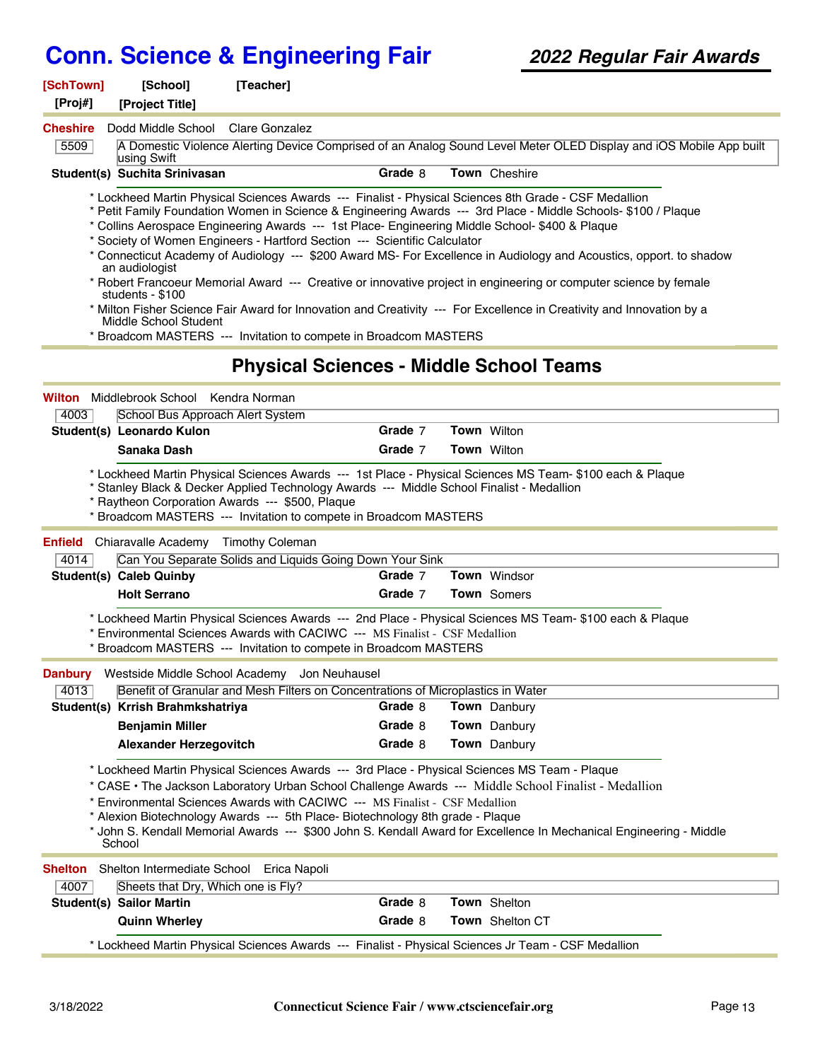**[SchTown]** **[School]** **[Teacher]**
**[Proj#]** **[Project Title]**

**Cheshire** Dodd Middle School Clare Gonzalez

5509 | A Domestic Violence Alerting Device Comprised of an Analog Sound Level Meter OLED Display and iOS Mobile App built using Swift

**Student(s)** **Suchita Srinivasan** **Grade** 8 **Town** Cheshire

- Lockheed Martin Physical Sciences Awards --- Finalist - Physical Sciences 8th Grade - CSF Medallion
- Petit Family Foundation Women in Science & Engineering Awards --- 3rd Place - Middle Schools- $100 / Plaque
- Collins Aerospace Engineering Awards --- 1st Place- Engineering Middle School- $400 & Plaque
- Society of Women Engineers - Hartford Section --- Scientific Calculator
- Connecticut Academy of Audiology --- $200 Award MS- For Excellence in Audiology and Acoustics, opport. to shadow an audiologist
- Robert Francoeur Memorial Award --- Creative or innovative project in engineering or computer science by female students - $100
- Milton Fisher Science Fair Award for Innovation and Creativity --- For Excellence in Creativity and Innovation by a Middle School Student
- Broadcom MASTERS --- Invitation to compete in Broadcom MASTERS

## Physical Sciences - Middle School Teams

**Wilton** Middlebrook School Kendra Norman

4003 | School Bus Approach Alert System

**Student(s)** **Leonardo Kulon** **Grade** 7 **Town** Wilton
**Sanaka Dash** **Grade** 7 **Town** Wilton

- Lockheed Martin Physical Sciences Awards --- 1st Place - Physical Sciences MS Team- $100 each & Plaque
- Stanley Black & Decker Applied Technology Awards --- Middle School Finalist - Medallion
- Raytheon Corporation Awards --- $500, Plaque
- Broadcom MASTERS --- Invitation to compete in Broadcom MASTERS

**Enfield** Chiaravalle Academy Timothy Coleman

4014 | Can You Separate Solids and Liquids Going Down Your Sink

**Student(s)** **Caleb Quinby** **Grade** 7 **Town** Windsor
**Holt Serrano** **Grade** 7 **Town** Somers

- Lockheed Martin Physical Sciences Awards --- 2nd Place - Physical Sciences MS Team- $100 each & Plaque
- Environmental Sciences Awards with CACIWC --- MS Finalist - CSF Medallion
- Broadcom MASTERS --- Invitation to compete in Broadcom MASTERS

**Danbury** Westside Middle School Academy Jon Neuhausel

4013 | Benefit of Granular and Mesh Filters on Concentrations of Microplastics in Water

**Student(s)** **Krrish Brahmkshatriya** **Grade** 8 **Town** Danbury
**Benjamin Miller** **Grade** 8 **Town** Danbury
**Alexander Herzegovitch** **Grade** 8 **Town** Danbury

- Lockheed Martin Physical Sciences Awards --- 3rd Place - Physical Sciences MS Team - Plaque
- CASE • The Jackson Laboratory Urban School Challenge Awards --- Middle School Finalist - Medallion
- Environmental Sciences Awards with CACIWC --- MS Finalist - CSF Medallion
- Alexion Biotechnology Awards --- 5th Place- Biotechnology 8th grade - Plaque
- John S. Kendall Memorial Awards --- $300 John S. Kendall Award for Excellence In Mechanical Engineering - Middle School

**Shelton** Shelton Intermediate School Erica Napoli

4007 | Sheets that Dry, Which one is Fly?

**Student(s)** **Sailor Martin** **Grade** 8 **Town** Shelton
**Quinn Wherley** **Grade** 8 **Town** Shelton CT

- Lockheed Martin Physical Sciences Awards --- Finalist - Physical Sciences Jr Team - CSF Medallion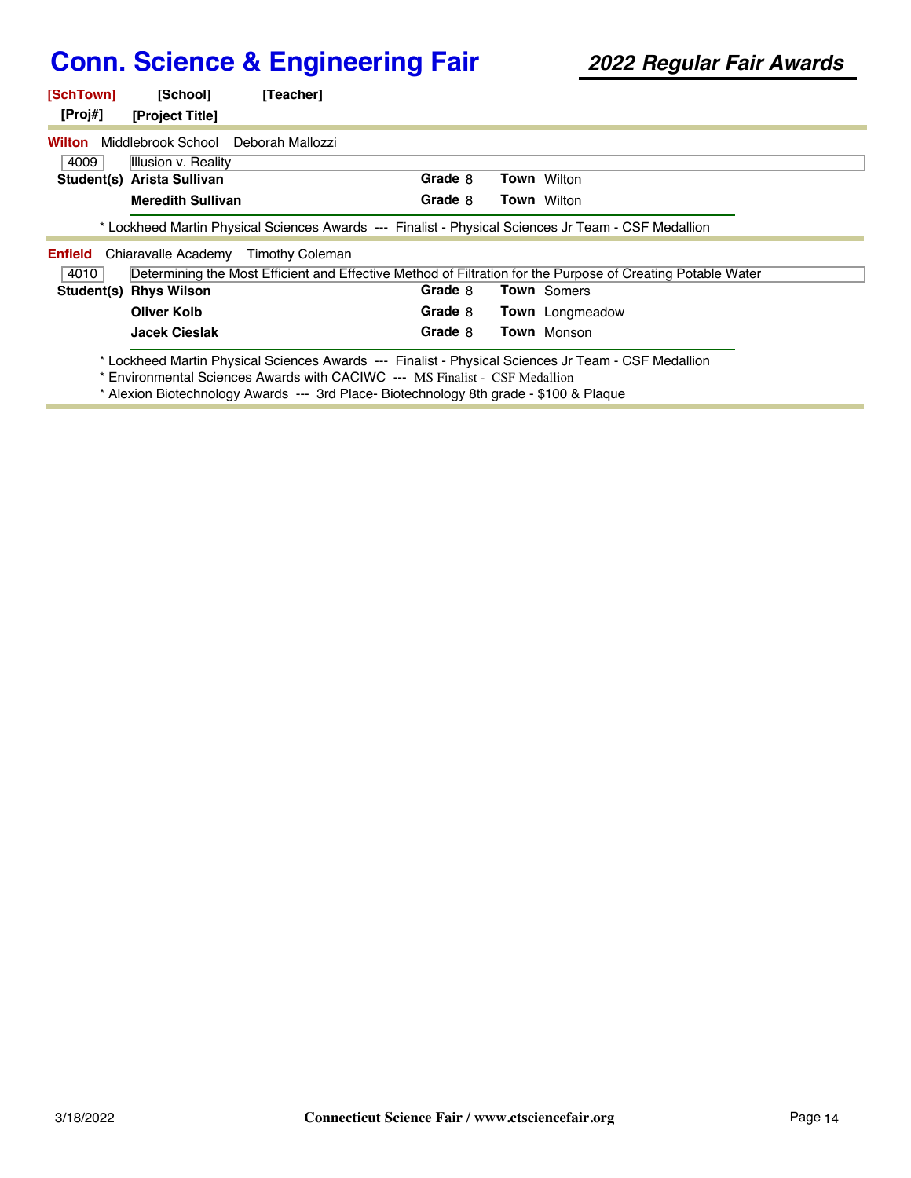# Conn. Science & Engineering Fair

## 2022 Regular Fair Awards

**[SchTown]** **[School]** **[Teacher]**
**[Proj#]** **[Project Title]**

---

**Wilton** Middlebrook School Deborah Mallozzi

4009 Illusion v. Reality

| Student(s) | Name | Grade | Town |
|---|---|---|---|
| | **Arista Sullivan** | 8 | Wilton |
| | **Meredith Sullivan** | 8 | Wilton |

* Lockheed Martin Physical Sciences Awards --- Finalist - Physical Sciences Jr Team - CSF Medallion

---

**Enfield** Chiaravalle Academy Timothy Coleman

4010 Determining the Most Efficient and Effective Method of Filtration for the Purpose of Creating Potable Water

| Student(s) | Name | Grade | Town |
|---|---|---|---|
| | **Rhys Wilson** | 8 | Somers |
| | **Oliver Kolb** | 8 | Longmeadow |
| | **Jacek Cieslak** | 8 | Monson |

* Lockheed Martin Physical Sciences Awards --- Finalist - Physical Sciences Jr Team - CSF Medallion
* Environmental Sciences Awards with CACIWC --- MS Finalist - CSF Medallion
* Alexion Biotechnology Awards --- 3rd Place- Biotechnology 8th grade - $100 & Plaque